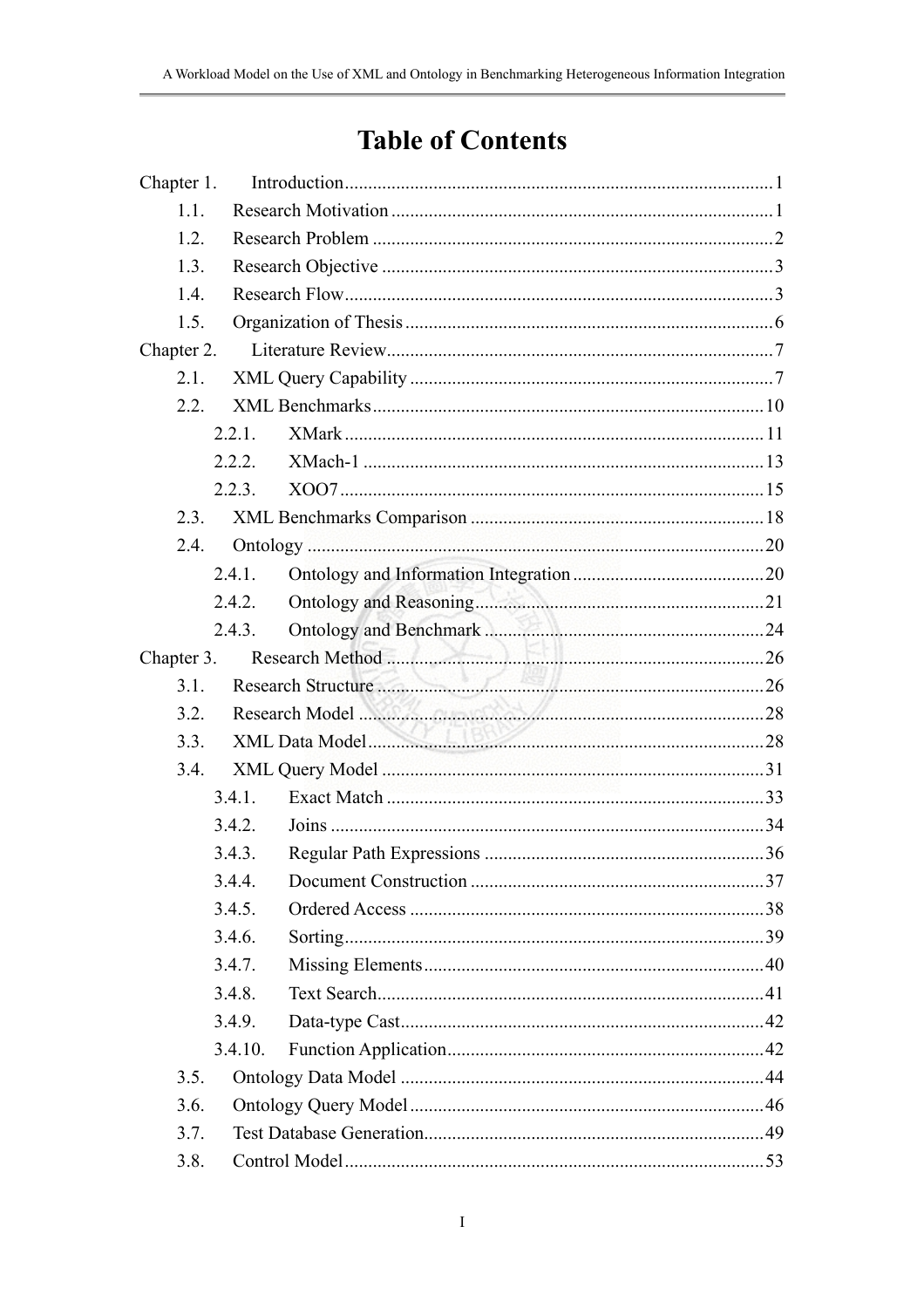# Table of Contents

Chapter 1. Introduction ........ 1

- 1.1. Research Motivation ........ 1
- 1.2. Research Problem ........ 2
- 1.3. Research Objective ........ 3
- 1.4. Research Flow ........ 3
- 1.5. Organization of Thesis ........ 6

Chapter 2. Literature Review ........ 7

- 2.1. XML Query Capability ........ 7
- 2.2. XML Benchmarks ........ 10
  - 2.2.1. XMark ........ 11
  - 2.2.2. XMach-1 ........ 13
  - 2.2.3. XOO7 ........ 15
- 2.3. XML Benchmarks Comparison ........ 18
- 2.4. Ontology ........ 20
  - 2.4.1. Ontology and Information Integration ........ 20
  - 2.4.2. Ontology and Reasoning ........ 21
  - 2.4.3. Ontology and Benchmark ........ 24

Chapter 3. Research Method ........ 26

- 3.1. Research Structure ........ 26
- 3.2. Research Model ........ 28
- 3.3. XML Data Model ........ 28
- 3.4. XML Query Model ........ 31
  - 3.4.1. Exact Match ........ 33
  - 3.4.2. Joins ........ 34
  - 3.4.3. Regular Path Expressions ........ 36
  - 3.4.4. Document Construction ........ 37
  - 3.4.5. Ordered Access ........ 38
  - 3.4.6. Sorting ........ 39
  - 3.4.7. Missing Elements ........ 40
  - 3.4.8. Text Search ........ 41
  - 3.4.9. Data-type Cast ........ 42
  - 3.4.10. Function Application ........ 42
- 3.5. Ontology Data Model ........ 44
- 3.6. Ontology Query Model ........ 46
- 3.7. Test Database Generation ........ 49
- 3.8. Control Model ........ 53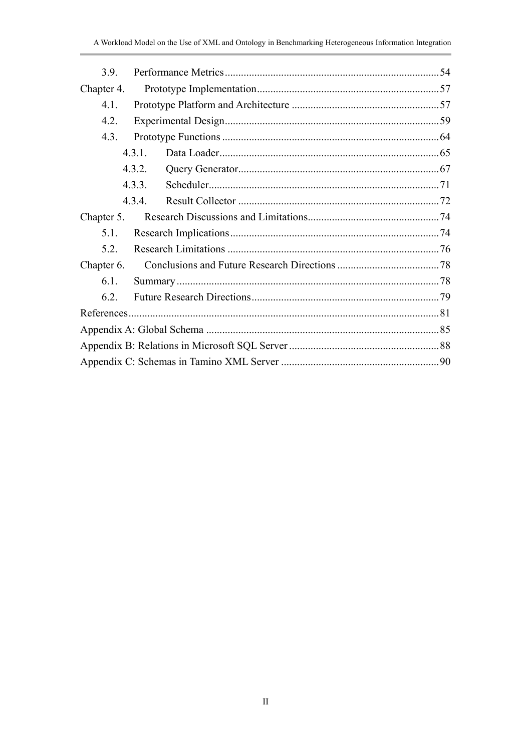3.9. Performance Metrics ........ 54

Chapter 4. Prototype Implementation ........ 57

4.1. Prototype Platform and Architecture ........ 57

4.2. Experimental Design ........ 59

4.3. Prototype Functions ........ 64

4.3.1. Data Loader ........ 65

4.3.2. Query Generator ........ 67

4.3.3. Scheduler ........ 71

4.3.4. Result Collector ........ 72

Chapter 5. Research Discussions and Limitations ........ 74

5.1. Research Implications ........ 74

5.2. Research Limitations ........ 76

Chapter 6. Conclusions and Future Research Directions ........ 78

6.1. Summary ........ 78

6.2. Future Research Directions ........ 79

References ........ 81

Appendix A: Global Schema ........ 85

Appendix B: Relations in Microsoft SQL Server ........ 88

Appendix C: Schemas in Tamino XML Server ........ 90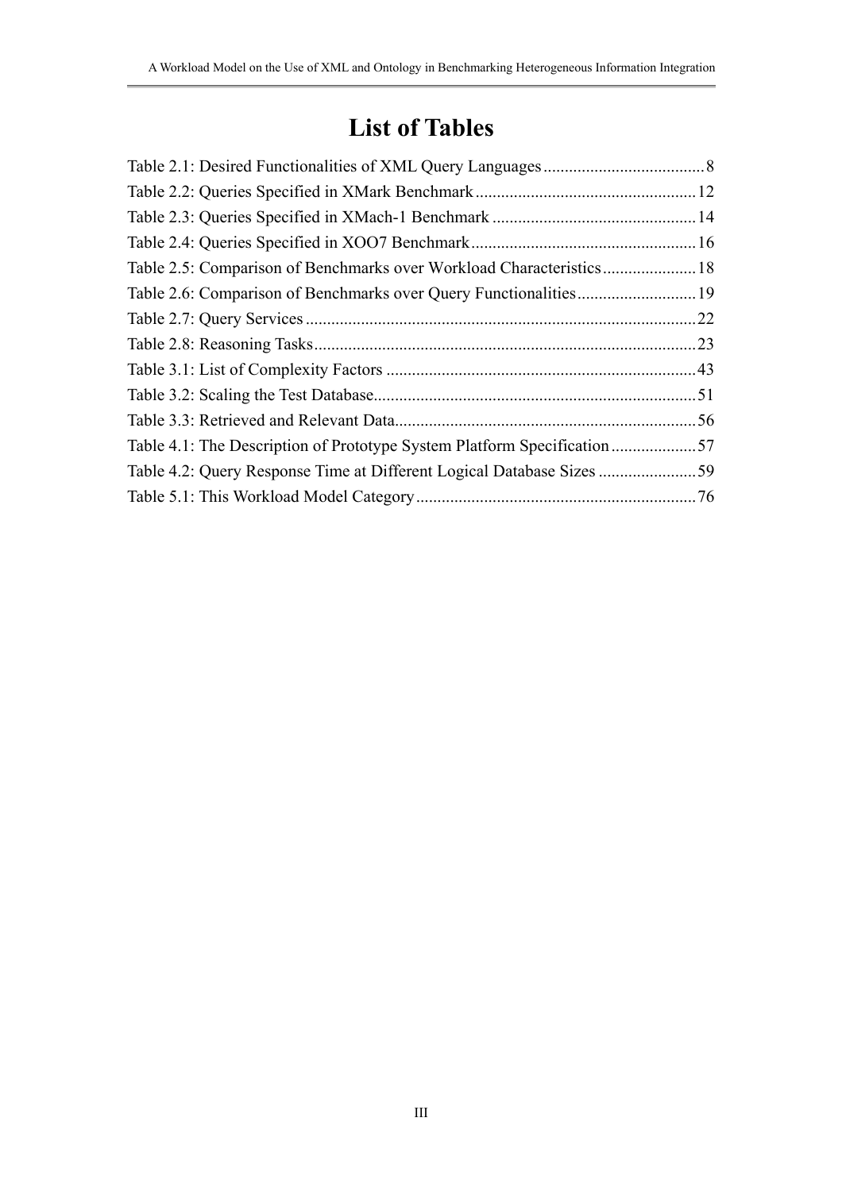# List of Tables

Table 2.1: Desired Functionalities of XML Query Languages ...................................... 8
Table 2.2: Queries Specified in XMark Benchmark .................................................... 12
Table 2.3: Queries Specified in XMach-1 Benchmark ................................................ 14
Table 2.4: Queries Specified in XOO7 Benchmark ..................................................... 16
Table 2.5: Comparison of Benchmarks over Workload Characteristics ...................... 18
Table 2.6: Comparison of Benchmarks over Query Functionalities ............................ 19
Table 2.7: Query Services ............................................................................................ 22
Table 2.8: Reasoning Tasks .......................................................................................... 23
Table 3.1: List of Complexity Factors ......................................................................... 43
Table 3.2: Scaling the Test Database ............................................................................ 51
Table 3.3: Retrieved and Relevant Data ....................................................................... 56
Table 4.1: The Description of Prototype System Platform Specification .................... 57
Table 4.2: Query Response Time at Different Logical Database Sizes ....................... 59
Table 5.1: This Workload Model Category .................................................................. 76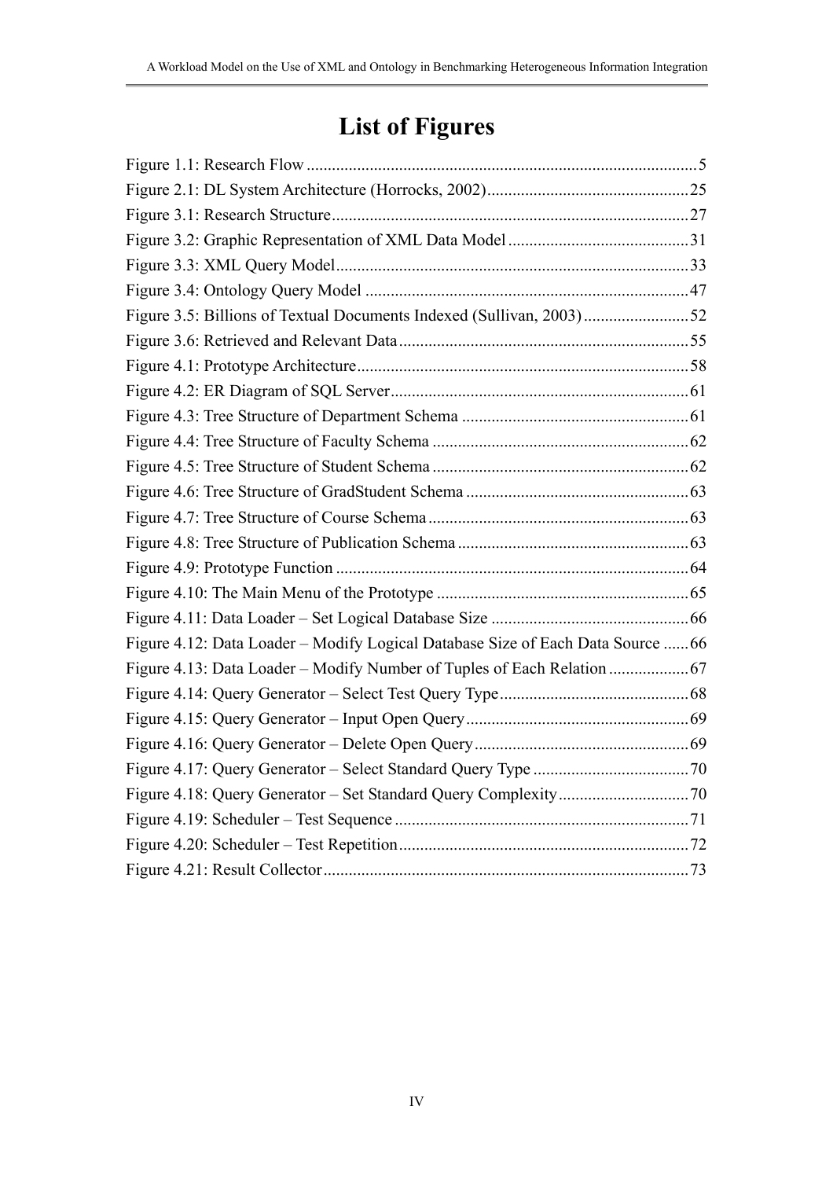# List of Figures

Figure 1.1: Research Flow ........................................................................................... 5
Figure 2.1: DL System Architecture (Horrocks, 2002)............................................... 25
Figure 3.1: Research Structure.................................................................................... 27
Figure 3.2: Graphic Representation of XML Data Model .......................................... 31
Figure 3.3: XML Query Model................................................................................... 33
Figure 3.4: Ontology Query Model ............................................................................ 47
Figure 3.5: Billions of Textual Documents Indexed (Sullivan, 2003) ......................... 52
Figure 3.6: Retrieved and Relevant Data.................................................................... 55
Figure 4.1: Prototype Architecture.............................................................................. 58
Figure 4.2: ER Diagram of SQL Server...................................................................... 61
Figure 4.3: Tree Structure of Department Schema ..................................................... 61
Figure 4.4: Tree Structure of Faculty Schema ............................................................ 62
Figure 4.5: Tree Structure of Student Schema ............................................................ 62
Figure 4.6: Tree Structure of GradStudent Schema .................................................... 63
Figure 4.7: Tree Structure of Course Schema ............................................................. 63
Figure 4.8: Tree Structure of Publication Schema ...................................................... 63
Figure 4.9: Prototype Function ................................................................................... 64
Figure 4.10: The Main Menu of the Prototype ........................................................... 65
Figure 4.11: Data Loader – Set Logical Database Size .............................................. 66
Figure 4.12: Data Loader – Modify Logical Database Size of Each Data Source ...... 66
Figure 4.13: Data Loader – Modify Number of Tuples of Each Relation .................. 67
Figure 4.14: Query Generator – Select Test Query Type............................................ 68
Figure 4.15: Query Generator – Input Open Query .................................................... 69
Figure 4.16: Query Generator – Delete Open Query .................................................. 69
Figure 4.17: Query Generator – Select Standard Query Type .................................... 70
Figure 4.18: Query Generator – Set Standard Query Complexity .............................. 70
Figure 4.19: Scheduler – Test Sequence ..................................................................... 71
Figure 4.20: Scheduler – Test Repetition.................................................................... 72
Figure 4.21: Result Collector...................................................................................... 73